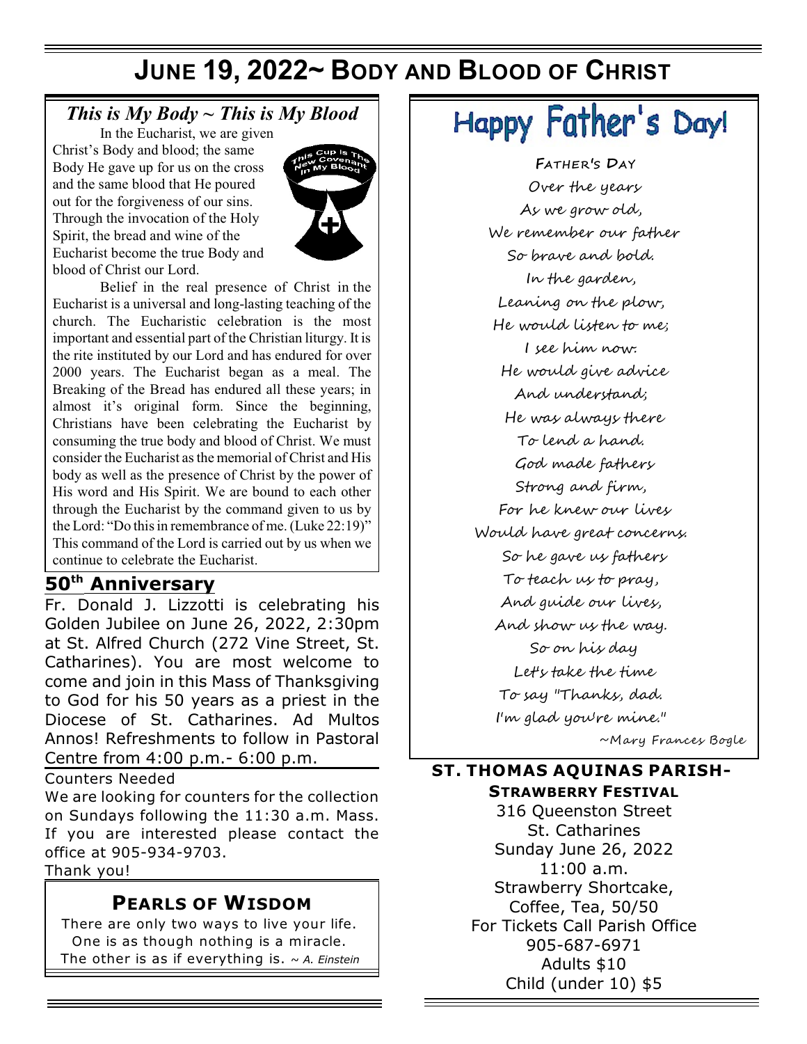# JUNE 19, 2022~ BODY AND BLOOD OF CHRIST

## *This is My Body ~ This is My Blood*

In the Eucharist, we are given Christ's Body and blood; the same Body He gave up for us on the cross and the same blood that He poured out for the forgiveness of our sins. Through the invocation of the Holy Spirit, the bread and wine of the Eucharist become the true Body and blood of Christ our Lord.

Belief in the real presence of Christ in the Eucharist is a universal and long-lasting teaching of the church. The Eucharistic celebration is the most important and essential part of the Christian liturgy. It is the rite instituted by our Lord and has endured for over 2000 years. The Eucharist began as a meal. The Breaking of the Bread has endured all these years; in almost it's original form. Since the beginning, Christians have been celebrating the Eucharist by consuming the true body and blood of Christ. We must consider the Eucharist as the memorial of Christ and His body as well as the presence of Christ by the power of His word and His Spirit. We are bound to each other through the Eucharist by the command given to us by the Lord: "Do this in remembrance of me. (Luke 22:19)" This command of the Lord is carried out by us when we continue to celebrate the Eucharist.

## 50th Anniversary

Fr. Donald J. Lizzotti is celebrating his Golden Jubilee on June 26, 2022, 2:30pm at St. Alfred Church (272 Vine Street, St. Catharines). You are most welcome to come and join in this Mass of Thanksgiving to God for his 50 years as a priest in the Diocese of St. Catharines. Ad Multos Annos! Refreshments to follow in Pastoral Centre from 4:00 p.m.- 6:00 p.m.

Counters Needed

We are looking for counters for the collection on Sundays following the 11:30 a.m. Mass. If you are interested please contact the office at 905-934-9703.

Thank you!

## PEARLS OF WISDOM

There are only two ways to live your life.
One is as though nothing is a miracle.
The other is as if everything is. *~ A. Einstein*

# Happy Father's Day!

**FATHER'S DAY**

Over the years
As we grow old,
We remember our father
So brave and bold.
In the garden,
Leaning on the plow,
He would listen to me;
I see him now.
He would give advice
And understand;
He was always there
To lend a hand.
God made fathers
Strong and firm,
For he knew our lives
Would have great concerns.
So he gave us fathers
To teach us to pray,
And guide our lives,
And show us the way.
So on his day
Let's take the time
To say "Thanks, dad.
I'm glad you're mine."

~Mary Frances Bogle

## ST. THOMAS AQUINAS PARISH- STRAWBERRY FESTIVAL

316 Queenston Street
St. Catharines
Sunday June 26, 2022
11:00 a.m.
Strawberry Shortcake,
Coffee, Tea, 50/50
For Tickets Call Parish Office
905-687-6971
Adults $10
Child (under 10) $5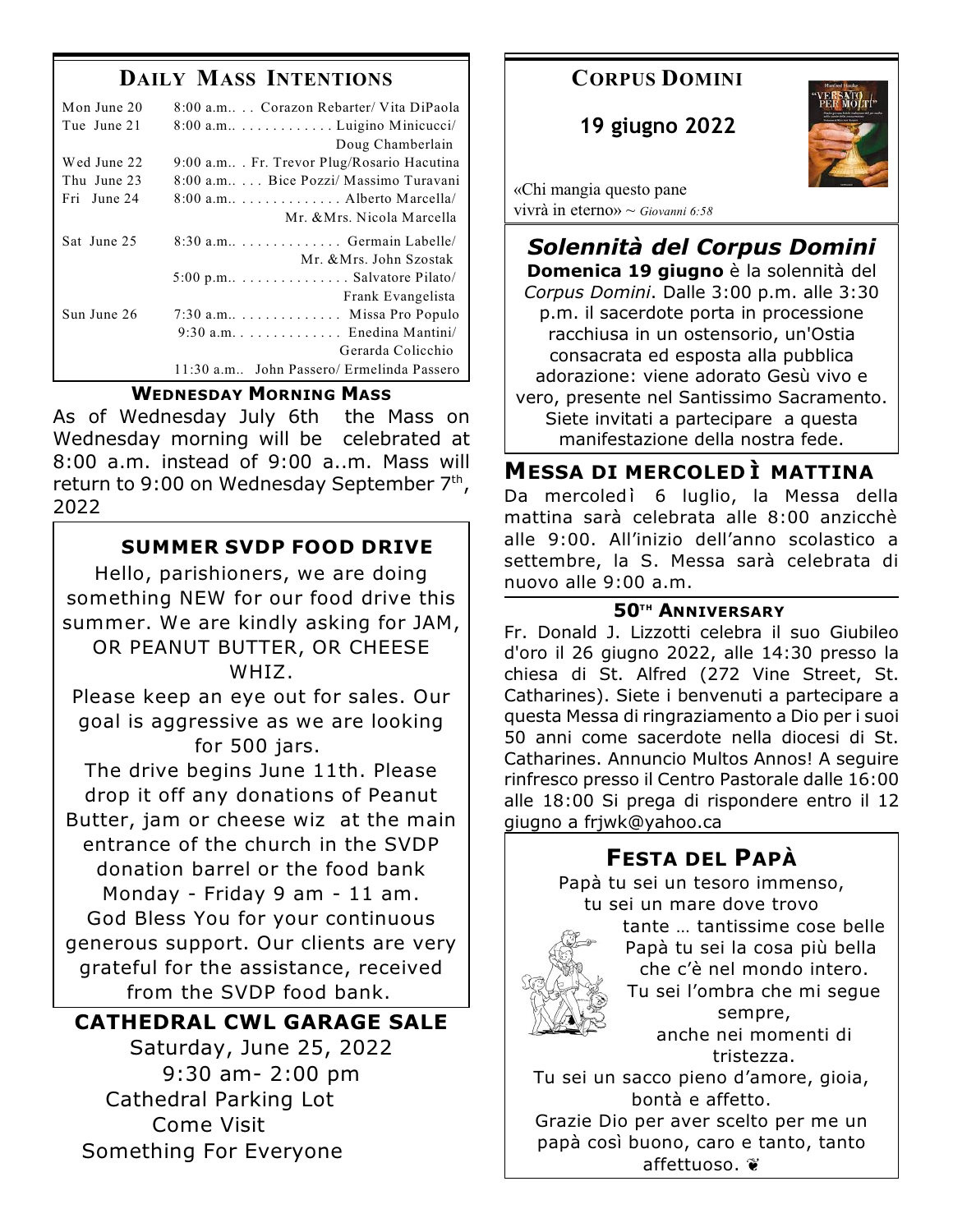## Daily Mass Intentions

| | | |
|---|---|---|
| Mon June 20 | 8:00 a.m.. . . Corazon Rebarter/ Vita DiPaola | |
| Tue June 21 | 8:00 a.m.. . . . . . . . . . . . Luigino Minicucci/ Doug Chamberlain | |
| Wed June 22 | 9:00 a.m.. . Fr. Trevor Plug/Rosario Hacutina | |
| Thu June 23 | 8:00 a.m.. . . . Bice Pozzi/ Massimo Turavani | |
| Fri June 24 | 8:00 a.m.. . . . . . . . . . . . . Alberto Marcella/ Mr. &Mrs. Nicola Marcella | |
| Sat June 25 | 8:30 a.m.. . . . . . . . . . . . . Germain Labelle/ Mr. &Mrs. John Szostak | |
| | 5:00 p.m.. . . . . . . . . . . . . . Salvatore Pilato/ Frank Evangelista | |
| Sun June 26 | 7:30 a.m.. . . . . . . . . . . . . Missa Pro Populo | |
| | 9:30 a.m. . . . . . . . . . . . . Enedina Mantini/ Gerarda Colicchio | |
| | 11:30 a.m.. John Passero/ Ermelinda Passero | |

### Wednesday Morning Mass

As of Wednesday July 6th the Mass on Wednesday morning will be celebrated at 8:00 a.m. instead of 9:00 a..m. Mass will return to 9:00 on Wednesday September 7th, 2022

### SUMMER SVDP FOOD DRIVE

Hello, parishioners, we are doing something NEW for our food drive this summer. We are kindly asking for JAM, OR PEANUT BUTTER, OR CHEESE WHIZ.

Please keep an eye out for sales. Our goal is aggressive as we are looking for 500 jars.

The drive begins June 11th. Please drop it off any donations of Peanut Butter, jam or cheese wiz at the main entrance of the church in the SVDP donation barrel or the food bank Monday - Friday 9 am - 11 am.

God Bless You for your continuous generous support. Our clients are very grateful for the assistance, received from the SVDP food bank.

### CATHEDRAL CWL GARAGE SALE

Saturday, June 25, 2022

9:30 am- 2:00 pm

Cathedral Parking Lot

Come Visit

Something For Everyone

## Corpus Domini

**19 giugno 2022**

«Chi mangia questo pane vivrà in eterno» ~ *Giovanni 6:58*

### *Solennità del Corpus Domini*

**Domenica 19 giugno** è la solennità del *Corpus Domini*. Dalle 3:00 p.m. alle 3:30 p.m. il sacerdote porta in processione racchiusa in un ostensorio, un'Ostia consacrata ed esposta alla pubblica adorazione: viene adorato Gesù vivo e vero, presente nel Santissimo Sacramento. Siete invitati a partecipare a questa manifestazione della nostra fede.

### Messa di mercoledì mattina

Da mercoledì 6 luglio, la Messa della mattina sarà celebrata alle 8:00 anzicchè alle 9:00. All'inizio dell'anno scolastico a settembre, la S. Messa sarà celebrata di nuovo alle 9:00 a.m.

### 50th Anniversary

Fr. Donald J. Lizzotti celebra il suo Giubileo d'oro il 26 giugno 2022, alle 14:30 presso la chiesa di St. Alfred (272 Vine Street, St. Catharines). Siete i benvenuti a partecipare a questa Messa di ringraziamento a Dio per i suoi 50 anni come sacerdote nella diocesi di St. Catharines. Annuncio Multos Annos! A seguire rinfresco presso il Centro Pastorale dalle 16:00 alle 18:00 Si prega di rispondere entro il 12 giugno a frjwk@yahoo.ca

### Festa del Papà

Papà tu sei un tesoro immenso,
tu sei un mare dove trovo
tante … tantissime cose belle
Papà tu sei la cosa più bella
che c'è nel mondo intero.
Tu sei l'ombra che mi segue
sempre,
anche nei momenti di
tristezza.
Tu sei un sacco pieno d'amore, gioia,
bontà e affetto.
Grazie Dio per aver scelto per me un
papà così buono, caro e tanto, tanto
affettuoso. ❦